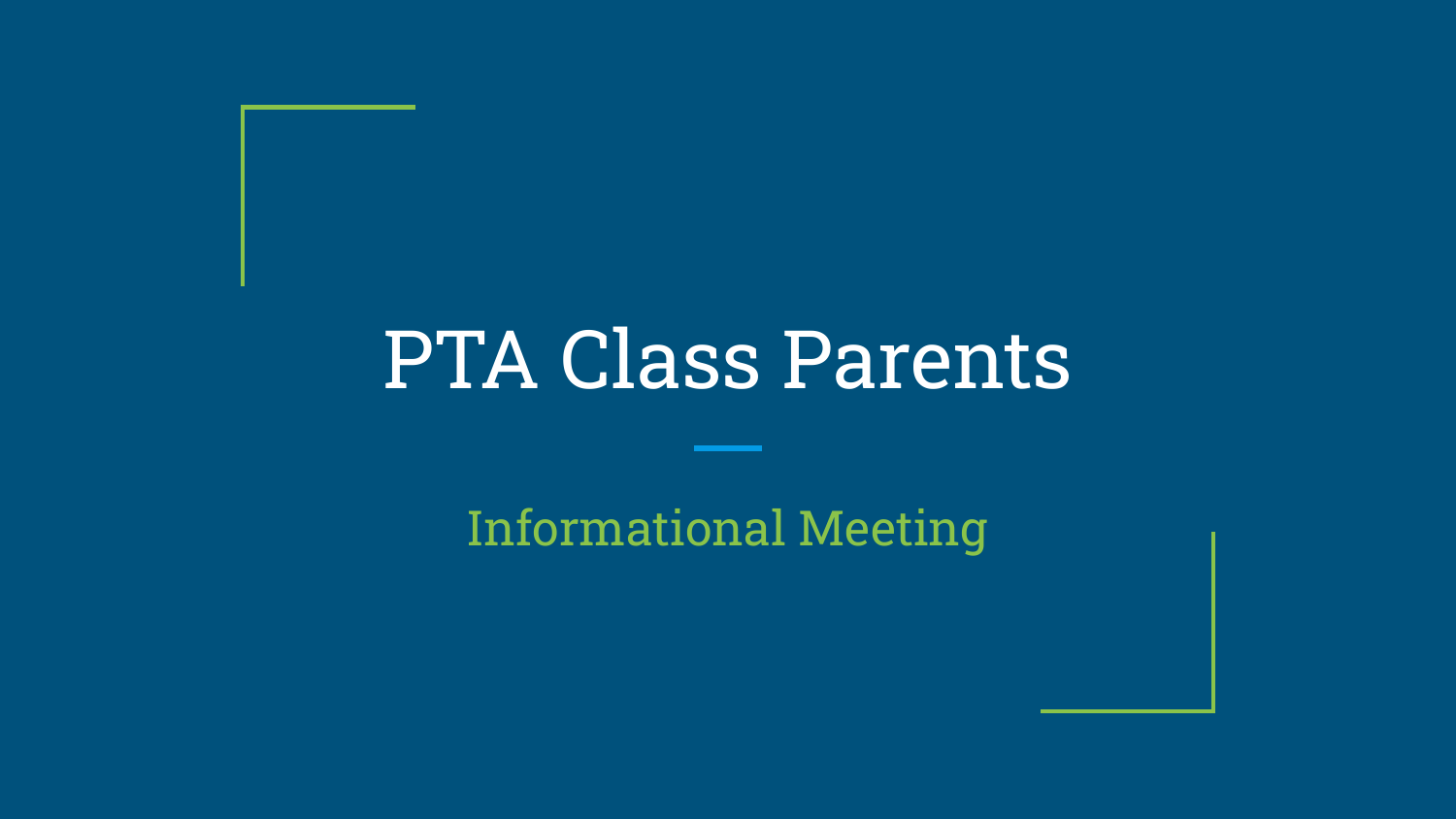# PTA Class Parents

## Informational Meeting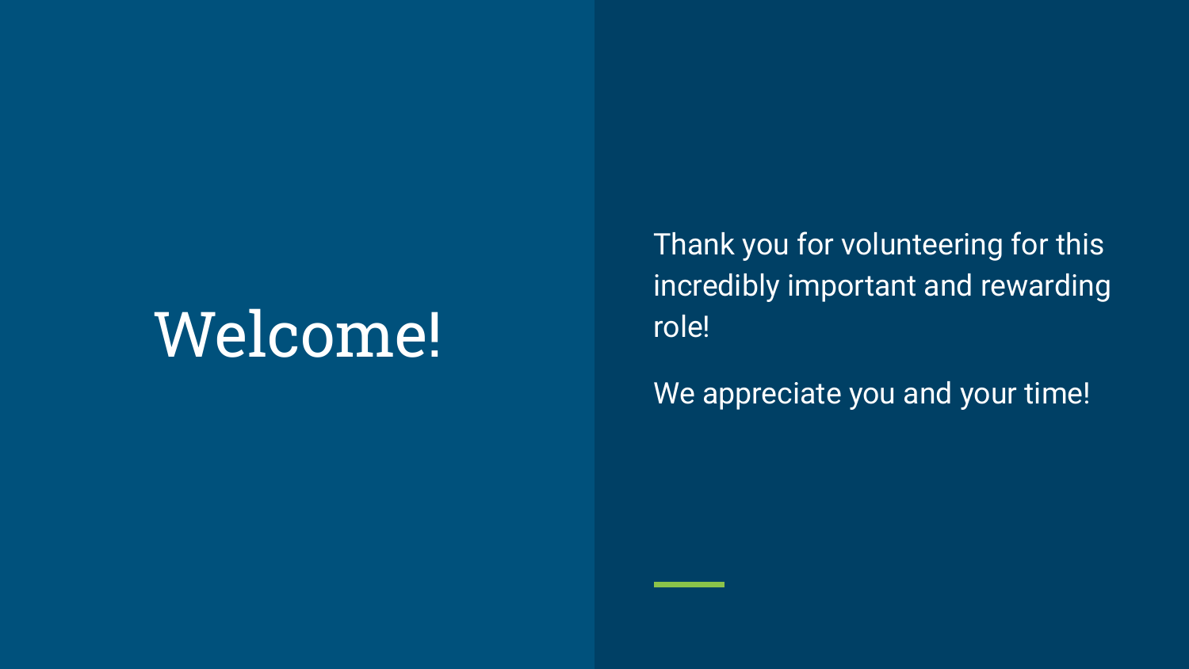# Welcome!

Thank you for volunteering for this incredibly important and rewarding role!

We appreciate you and your time!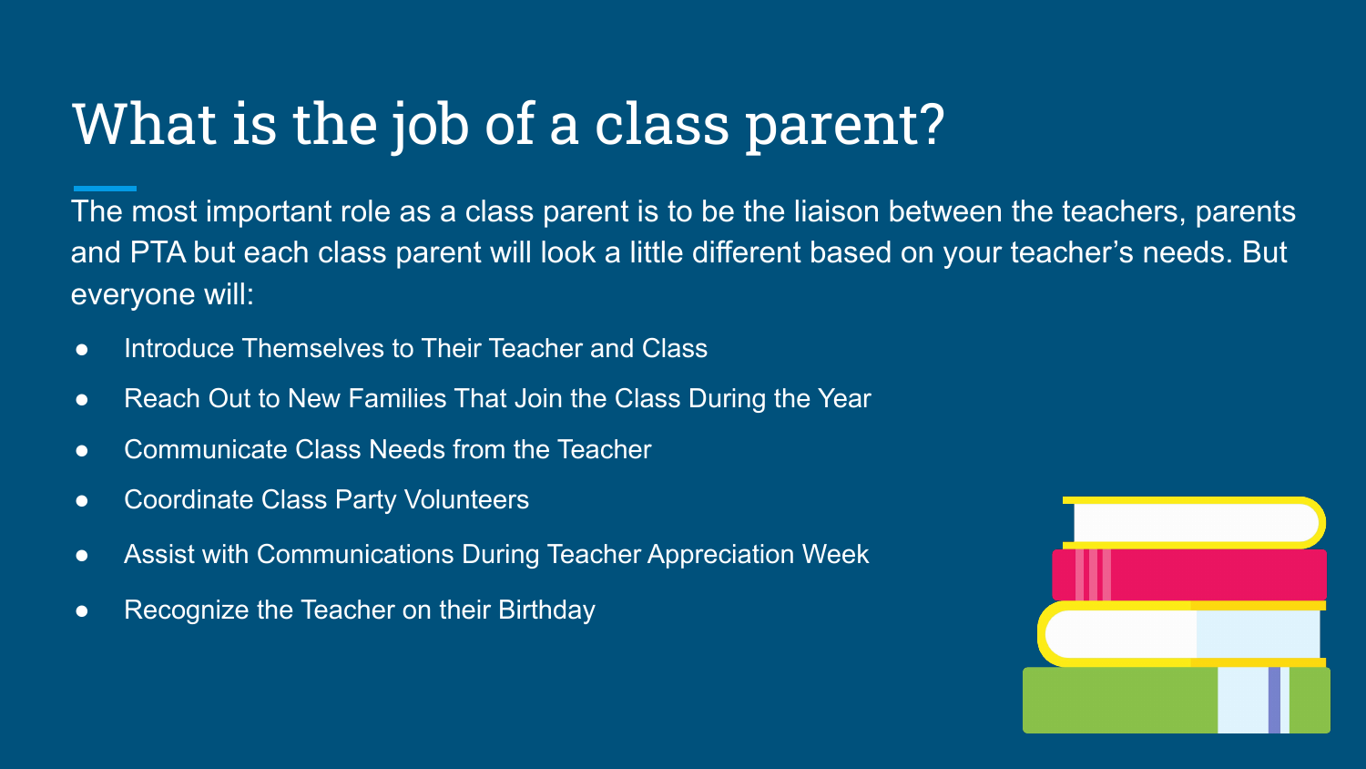# What is the job of a class parent?

The most important role as a class parent is to be the liaison between the teachers, parents and PTA but each class parent will look a little different based on your teacher's needs. But everyone will:

- Introduce Themselves to Their Teacher and Class
- Reach Out to New Families That Join the Class During the Year
- Communicate Class Needs from the Teacher
- Coordinate Class Party Volunteers
- Assist with Communications During Teacher Appreciation Week
- Recognize the Teacher on their Birthday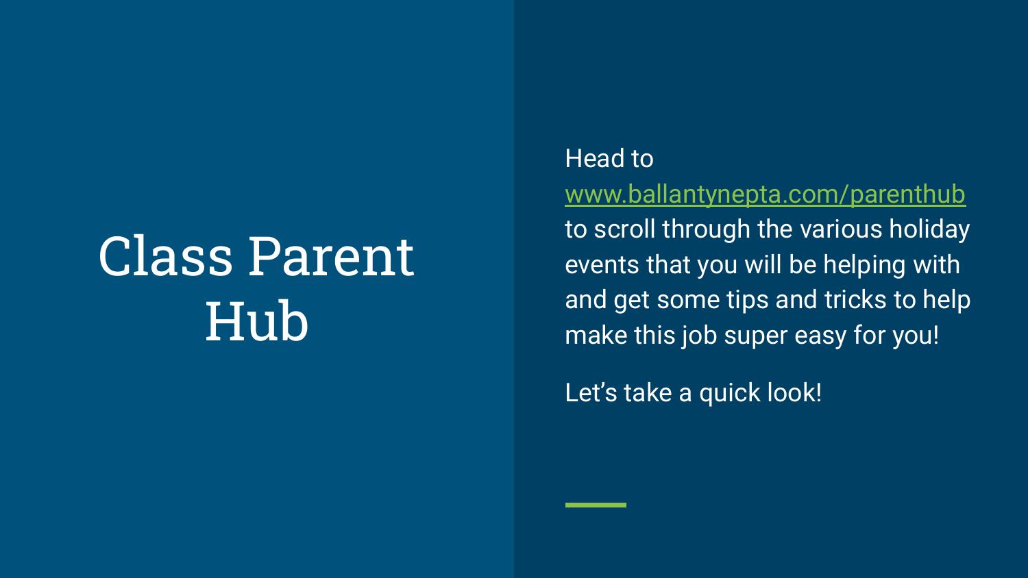# Class Parent Hub

Head to www.ballantynepta.com/parenthub to scroll through the various holiday events that you will be helping with and get some tips and tricks to help make this job super easy for you!

Let's take a quick look!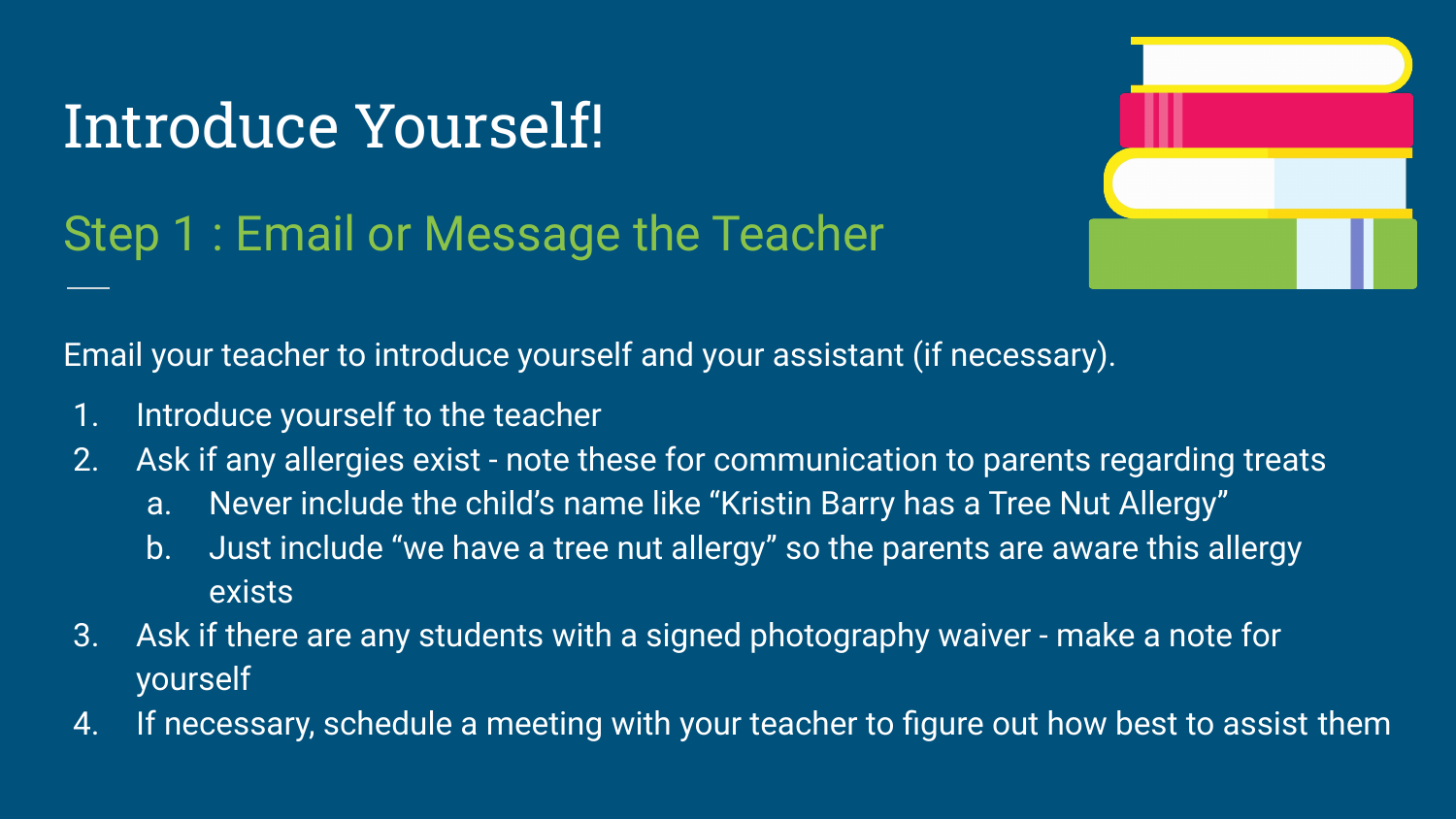# Introduce Yourself!

## Step 1 : Email or Message the Teacher

Email your teacher to introduce yourself and your assistant (if necessary).

1. Introduce yourself to the teacher
2. Ask if any allergies exist - note these for communication to parents regarding treats
   a. Never include the child's name like "Kristin Barry has a Tree Nut Allergy"
   b. Just include "we have a tree nut allergy" so the parents are aware this allergy exists
3. Ask if there are any students with a signed photography waiver - make a note for yourself
4. If necessary, schedule a meeting with your teacher to figure out how best to assist them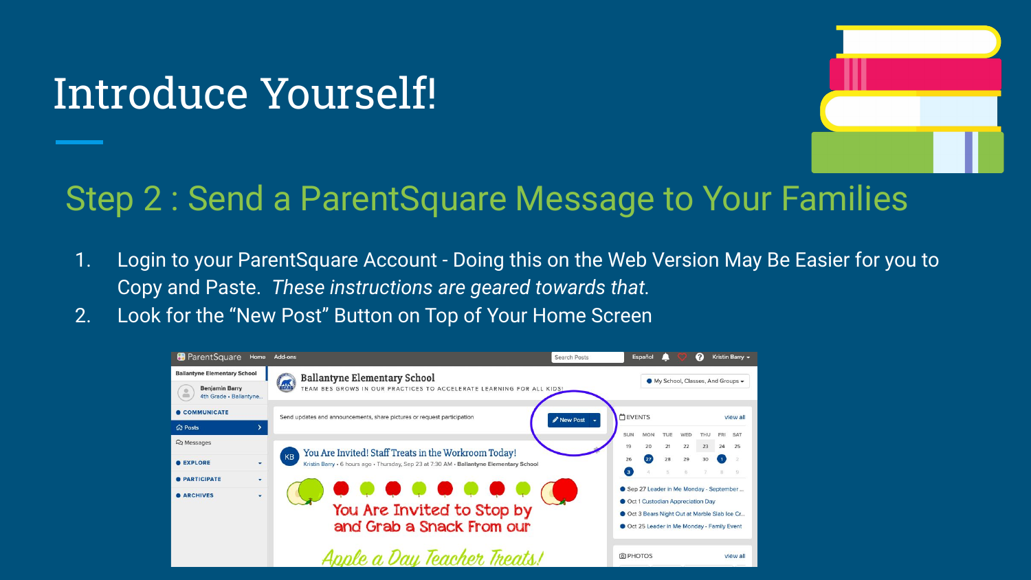# Introduce Yourself!

## Step 2 : Send a ParentSquare Message to Your Families

1. Login to your ParentSquare Account - Doing this on the Web Version May Be Easier for you to Copy and Paste. *These instructions are geared towards that.*
2. Look for the "New Post" Button on Top of Your Home Screen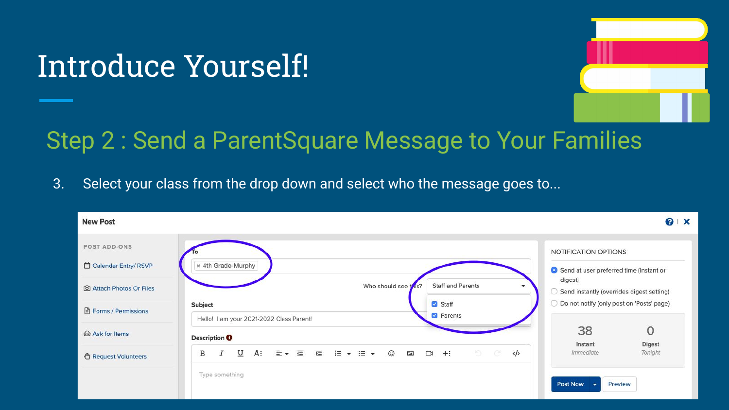# Introduce Yourself!

## Step 2 : Send a ParentSquare Message to Your Families

3. Select your class from the drop down and select who the message goes to...

New Post

POST ADD-ONS

- Calendar Entry/ RSVP
- Attach Photos Or Files
- Forms / Permissions
- Ask for Items
- Request Volunteers

To

× 4th Grade-Murphy

Who should see this? Staff and Parents

- ☑ Staff
- ☑ Parents

Subject

Hello! I am your 2021-2022 Class Parent!

Description

Type something

NOTIFICATION OPTIONS

- ◉ Send at user preferred time (instant or digest)
- ○ Send instantly (overrides digest setting)
- ○ Do not notify (only post on 'Posts' page)

| 38 | 0 |
| --- | --- |
| Instant | Digest |
| Immediate | Tonight |

Post Now | Preview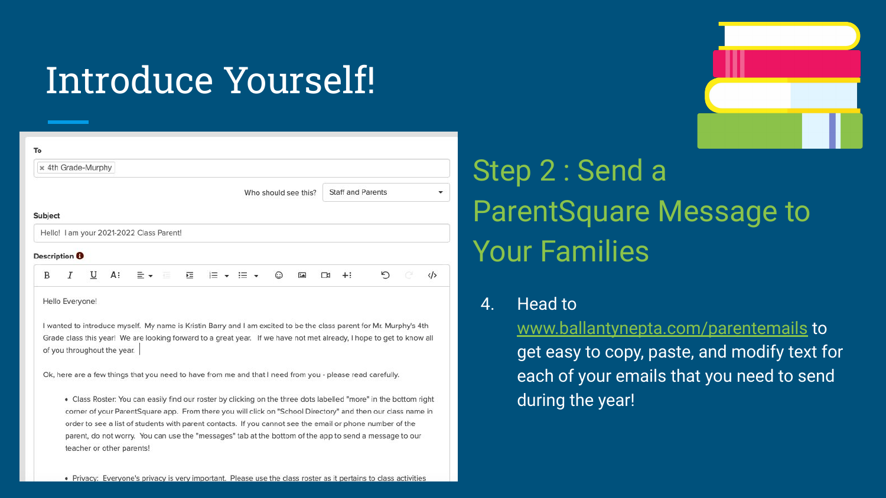# Introduce Yourself!

To

× 4th Grade-Murphy

Who should see this? Staff and Parents

Subject

Hello! I am your 2021-2022 Class Parent!

Description

Hello Everyone!

I wanted to introduce myself. My name is Kristin Barry and I am excited to be the class parent for Mr. Murphy's 4th Grade class this year! We are looking forward to a great year. If we have not met already, I hope to get to know all of you throughout the year.

Ok, here are a few things that you need to have from me and that I need from you - please read carefully.

- Class Roster: You can easily find our roster by clicking on the three dots labelled "more" in the bottom right corner of your ParentSquare app. From there you will click on "School Directory" and then our class name in order to see a list of students with parent contacts. If you cannot see the email or phone number of the parent, do not worry. You can use the "messages" tab at the bottom of the app to send a message to our teacher or other parents!

- Privacy: Everyone's privacy is very important. Please use the class roster as it pertains to class activities

## Step 2 : Send a ParentSquare Message to Your Families

4. Head to www.ballantynepta.com/parentemails to get easy to copy, paste, and modify text for each of your emails that you need to send during the year!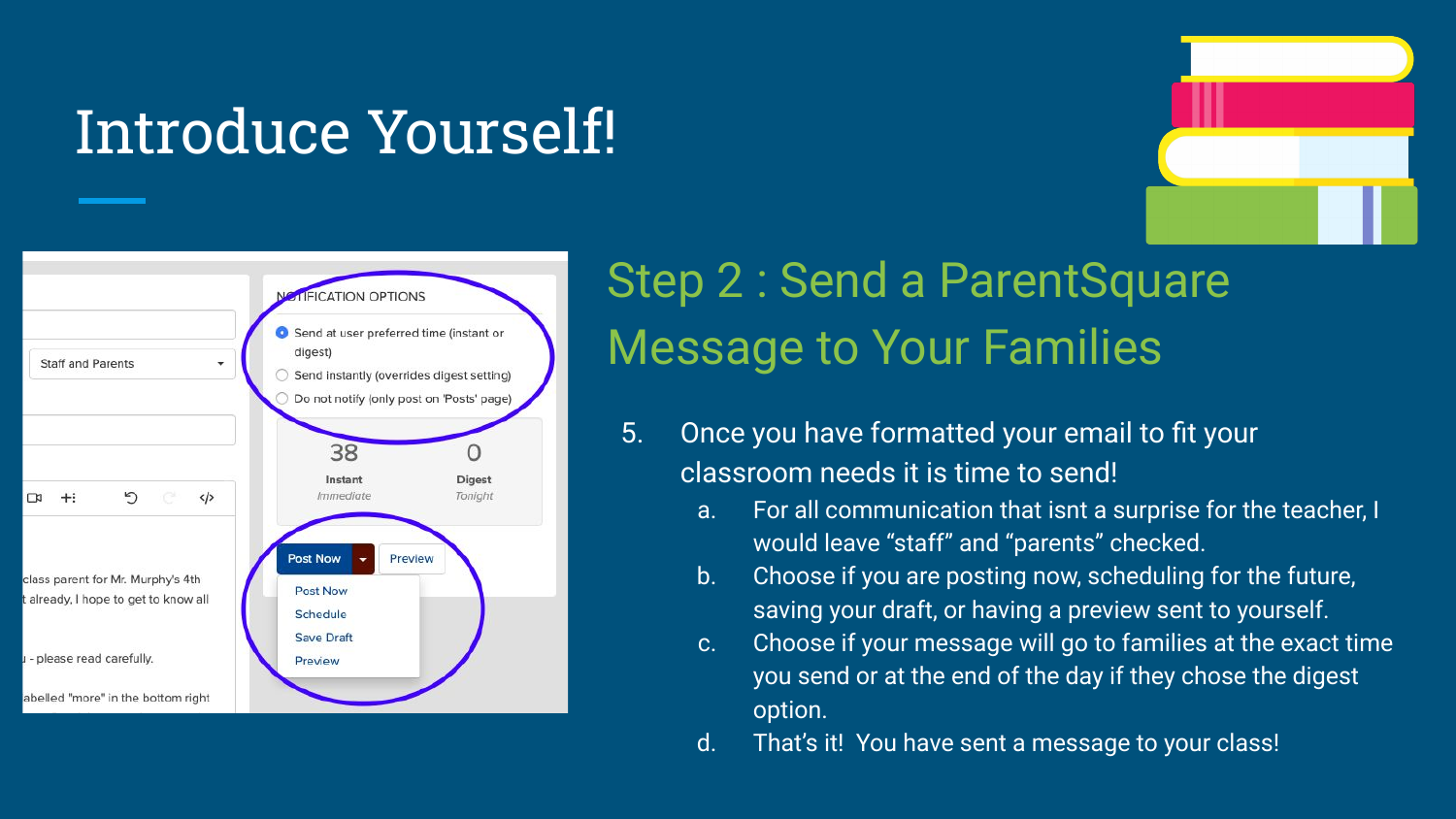# Introduce Yourself!

## Step 2 : Send a ParentSquare Message to Your Families

5. Once you have formatted your email to fit your classroom needs it is time to send!
   a. For all communication that isnt a surprise for the teacher, I would leave “staff” and “parents” checked.
   b. Choose if you are posting now, scheduling for the future, saving your draft, or having a preview sent to yourself.
   c. Choose if your message will go to families at the exact time you send or at the end of the day if they chose the digest option.
   d. That’s it!  You have sent a message to your class!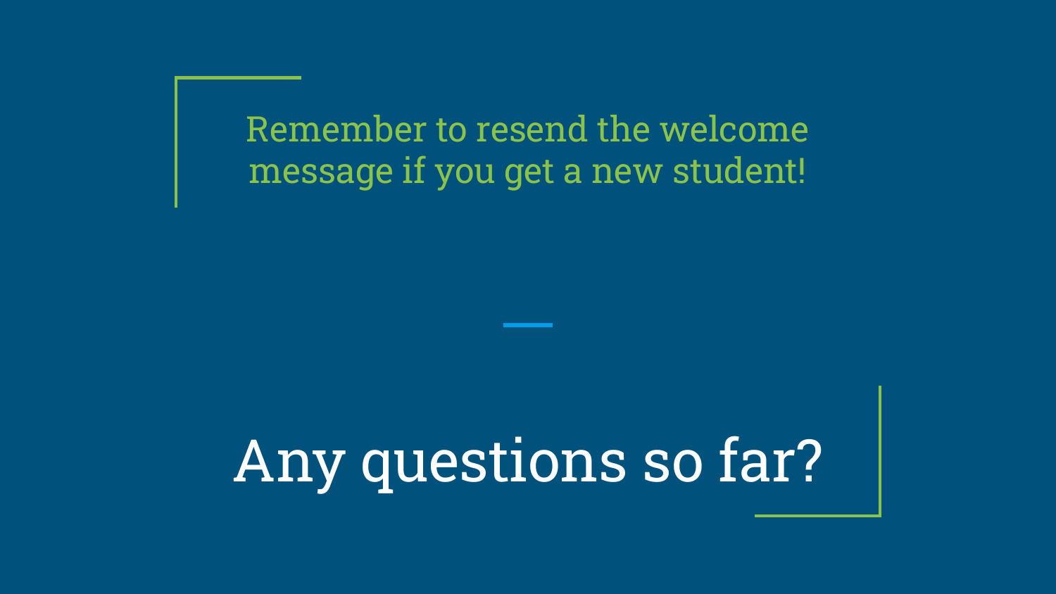Remember to resend the welcome message if you get a new student!

# Any questions so far?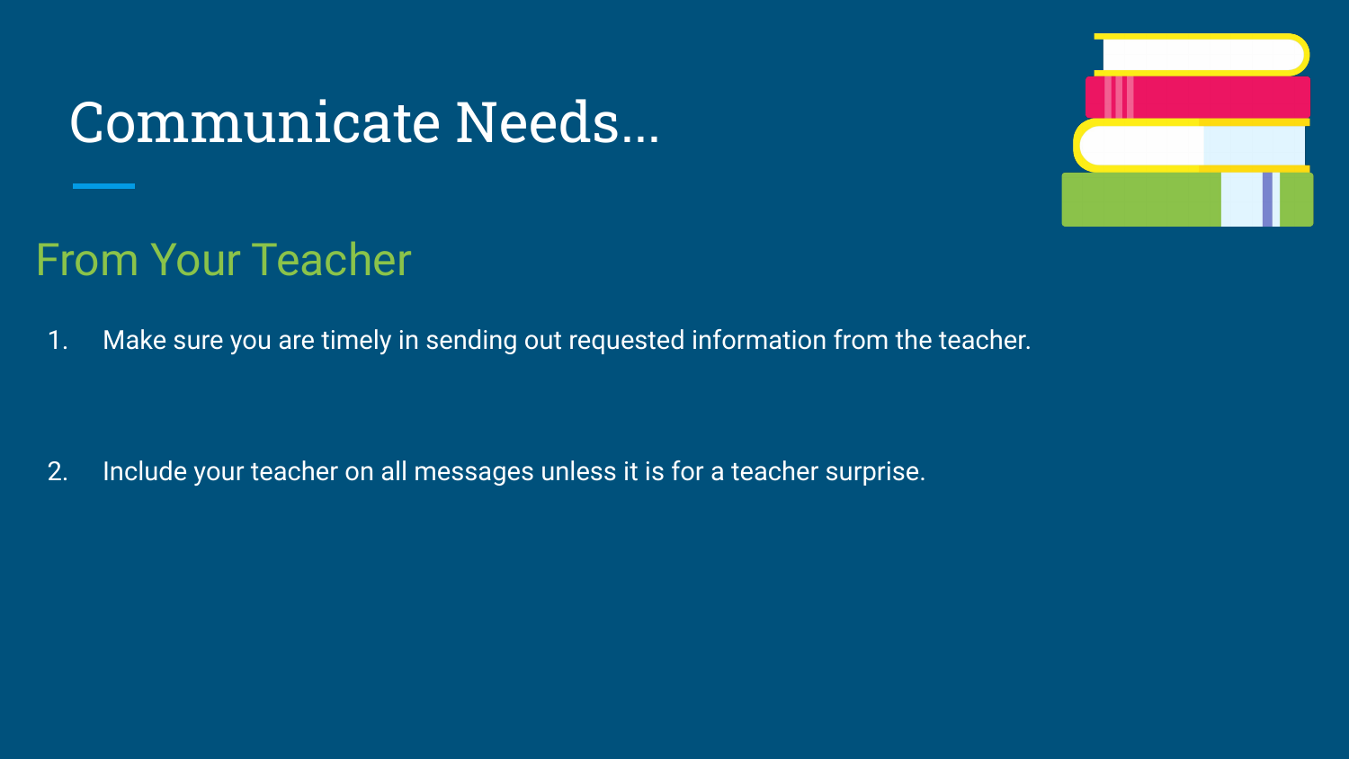# Communicate Needs...

## From Your Teacher

1. Make sure you are timely in sending out requested information from the teacher.

2. Include your teacher on all messages unless it is for a teacher surprise.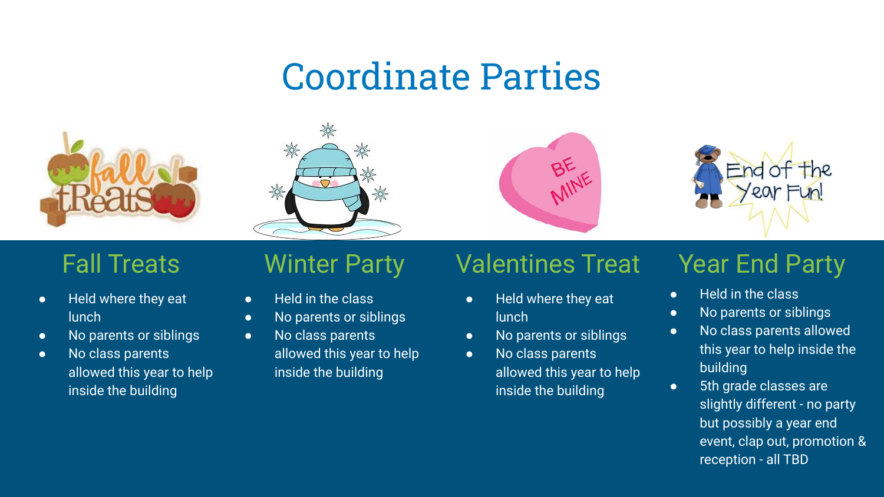# Coordinate Parties

## Fall Treats

- Held where they eat lunch
- No parents or siblings
- No class parents allowed this year to help inside the building

## Winter Party

- Held in the class
- No parents or siblings
- No class parents allowed this year to help inside the building

## Valentines Treat

- Held where they eat lunch
- No parents or siblings
- No class parents allowed this year to help inside the building

## Year End Party

- Held in the class
- No parents or siblings
- No class parents allowed this year to help inside the building
- 5th grade classes are slightly different - no party but possibly a year end event, clap out, promotion & reception - all TBD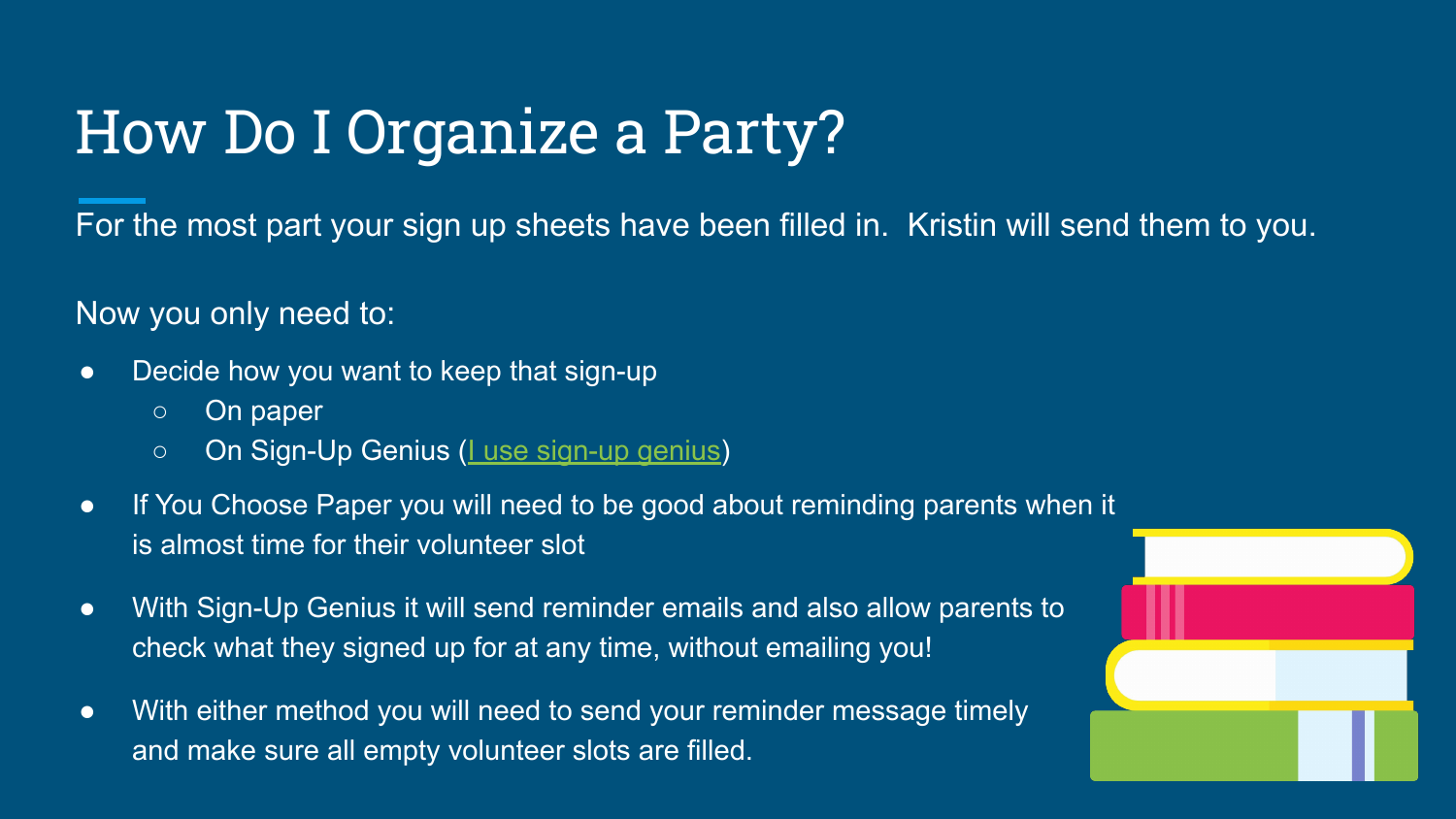# How Do I Organize a Party?

For the most part your sign up sheets have been filled in.  Kristin will send them to you.

Now you only need to:

- Decide how you want to keep that sign-up
  - On paper
  - On Sign-Up Genius (I use sign-up genius)
- If You Choose Paper you will need to be good about reminding parents when it is almost time for their volunteer slot
- With Sign-Up Genius it will send reminder emails and also allow parents to check what they signed up for at any time, without emailing you!
- With either method you will need to send your reminder message timely and make sure all empty volunteer slots are filled.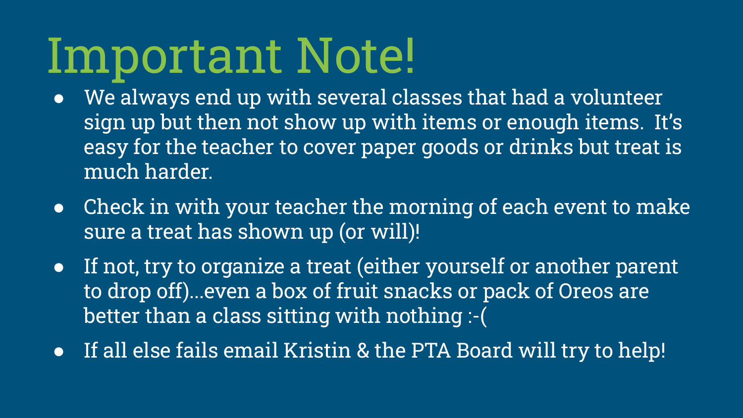# Important Note!

- We always end up with several classes that had a volunteer sign up but then not show up with items or enough items.  It's easy for the teacher to cover paper goods or drinks but treat is much harder.
- Check in with your teacher the morning of each event to make sure a treat has shown up (or will)!
- If not, try to organize a treat (either yourself or another parent to drop off)...even a box of fruit snacks or pack of Oreos are better than a class sitting with nothing :-(
- If all else fails email Kristin & the PTA Board will try to help!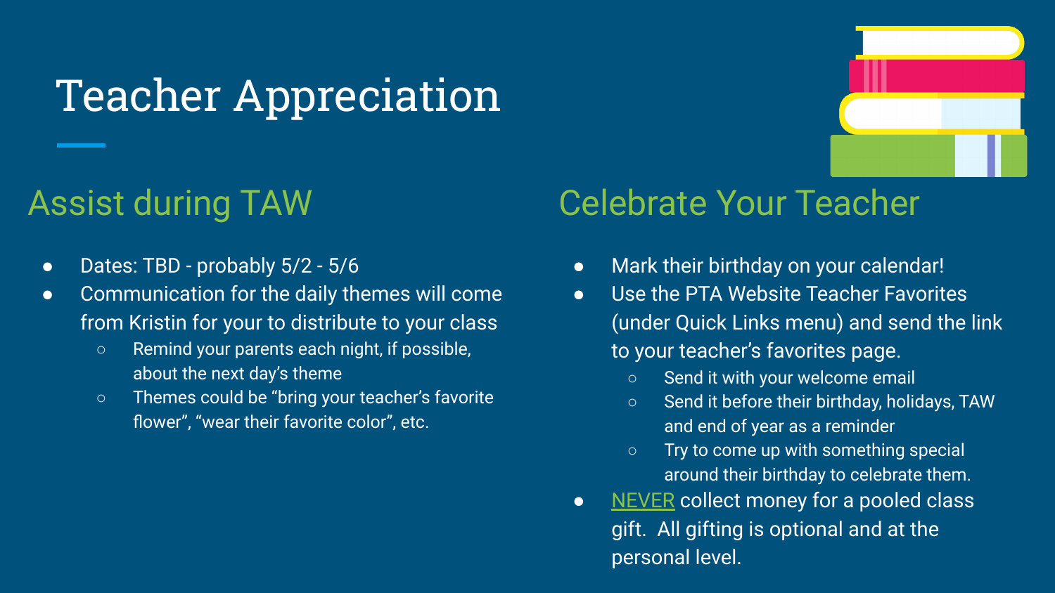# Teacher Appreciation

## Assist during TAW

- Dates: TBD - probably 5/2 - 5/6
- Communication for the daily themes will come from Kristin for your to distribute to your class
  - Remind your parents each night, if possible, about the next day's theme
  - Themes could be "bring your teacher's favorite flower", "wear their favorite color", etc.

## Celebrate Your Teacher

- Mark their birthday on your calendar!
- Use the PTA Website Teacher Favorites (under Quick Links menu) and send the link to your teacher's favorites page.
  - Send it with your welcome email
  - Send it before their birthday, holidays, TAW and end of year as a reminder
  - Try to come up with something special around their birthday to celebrate them.
- NEVER collect money for a pooled class gift. All gifting is optional and at the personal level.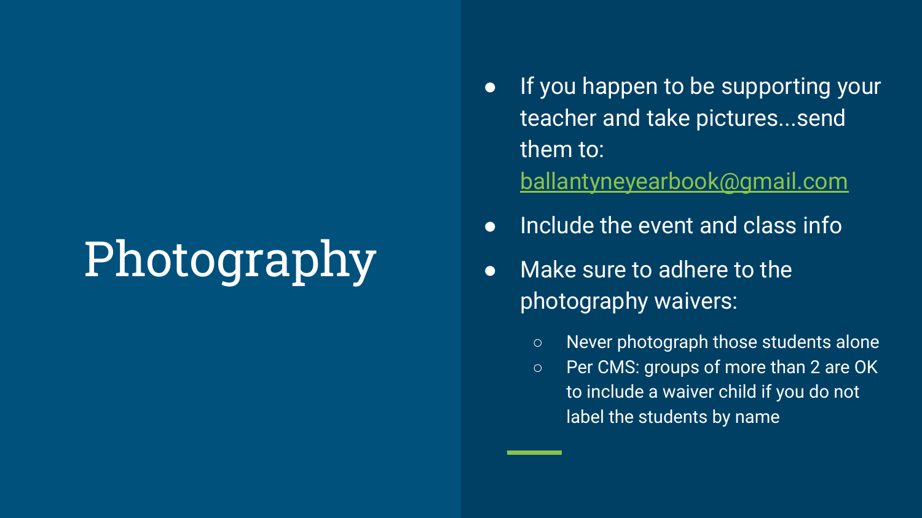# Photography

- If you happen to be supporting your teacher and take pictures...send them to: ballantyneyearbook@gmail.com
- Include the event and class info
- Make sure to adhere to the photography waivers:
  - Never photograph those students alone
  - Per CMS: groups of more than 2 are OK to include a waiver child if you do not label the students by name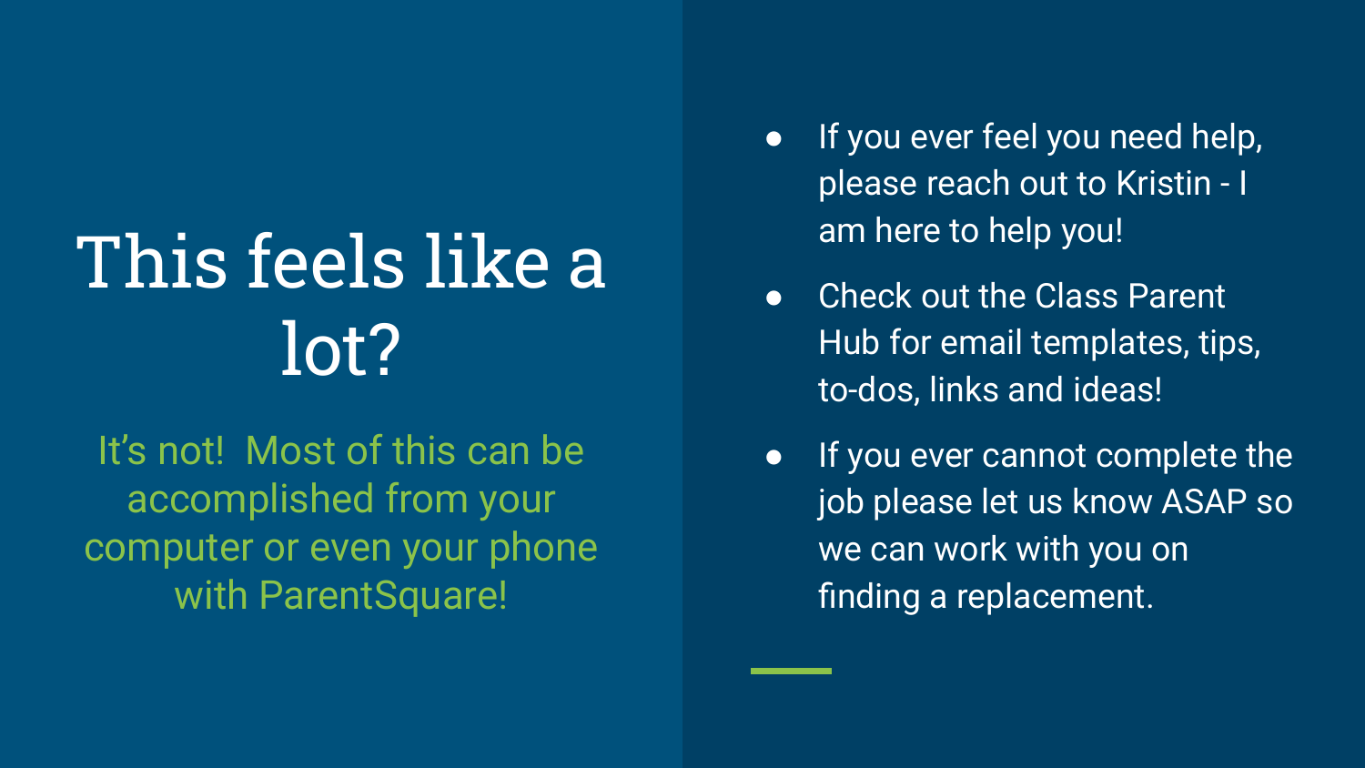# This feels like a lot?

It's not!  Most of this can be accomplished from your computer or even your phone with ParentSquare!

- If you ever feel you need help, please reach out to Kristin - I am here to help you!
- Check out the Class Parent Hub for email templates, tips, to-dos, links and ideas!
- If you ever cannot complete the job please let us know ASAP so we can work with you on finding a replacement.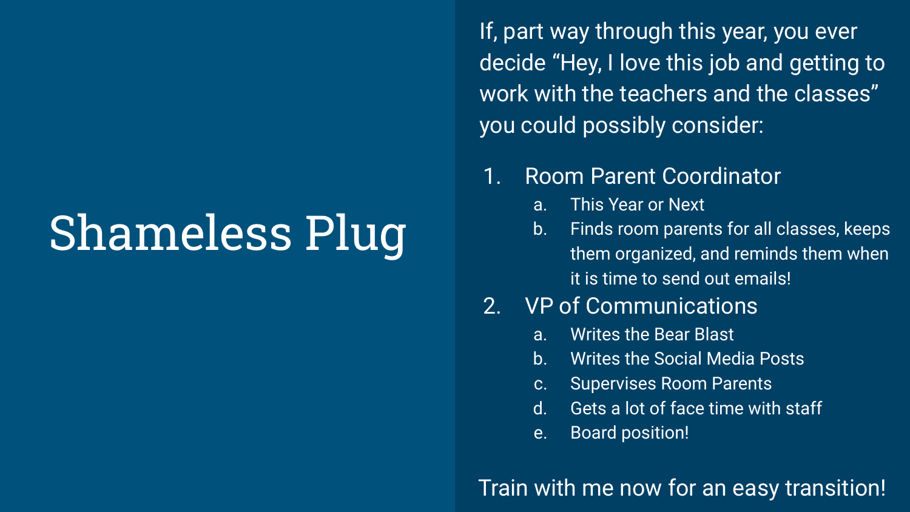# Shameless Plug

If, part way through this year, you ever decide "Hey, I love this job and getting to work with the teachers and the classes" you could possibly consider:

1. Room Parent Coordinator
   a. This Year or Next
   b. Finds room parents for all classes, keeps them organized, and reminds them when it is time to send out emails!
2. VP of Communications
   a. Writes the Bear Blast
   b. Writes the Social Media Posts
   c. Supervises Room Parents
   d. Gets a lot of face time with staff
   e. Board position!

Train with me now for an easy transition!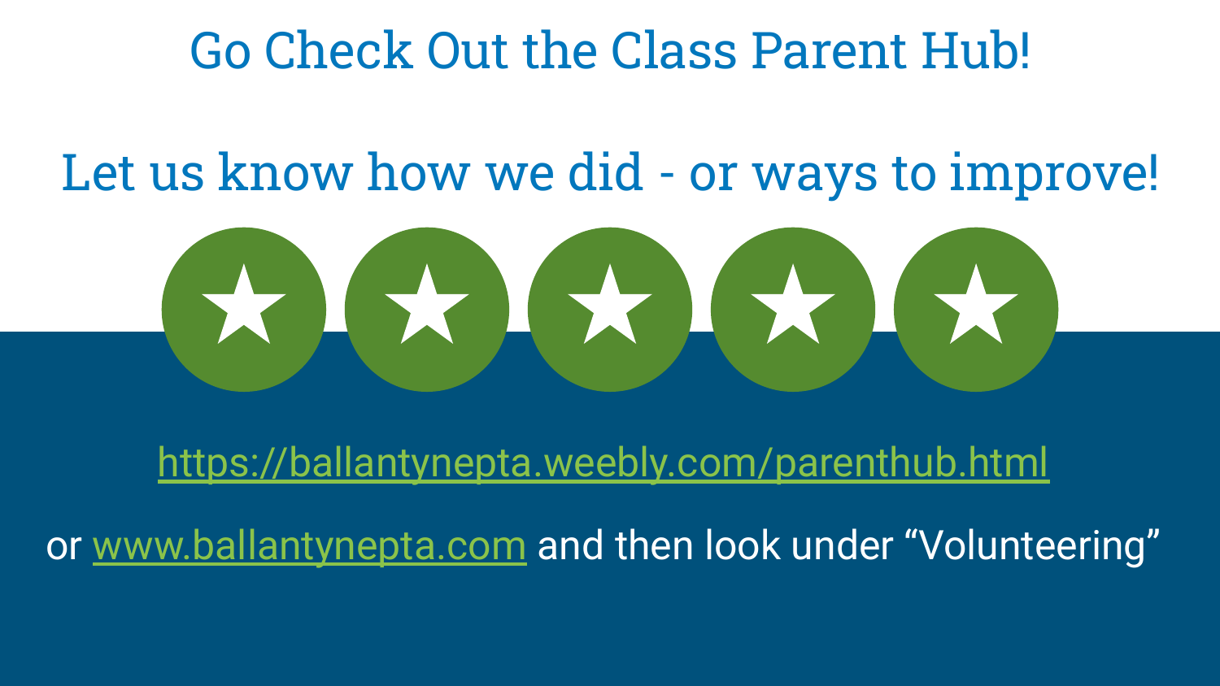# Go Check Out the Class Parent Hub!

## Let us know how we did - or ways to improve!

[https://ballantynepta.weebly.com/parenthub.html](https://ballantynepta.weebly.com/parenthub.html)

or [www.ballantynepta.com](http://www.ballantynepta.com) and then look under “Volunteering”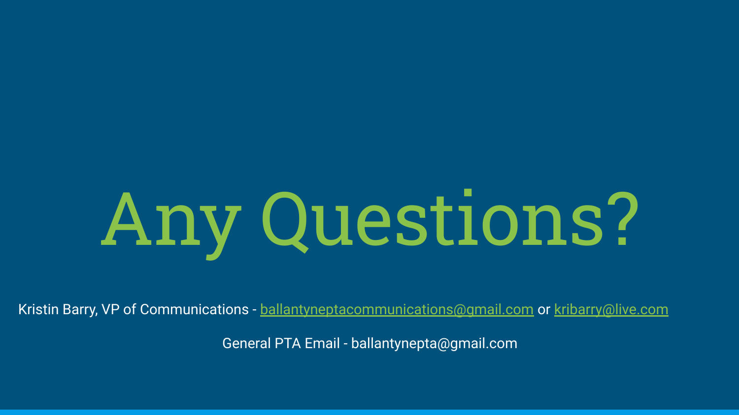# Any Questions?

Kristin Barry, VP of Communications - ballantyneptacommunications@gmail.com or kribarry@live.com

General PTA Email - ballantynepta@gmail.com